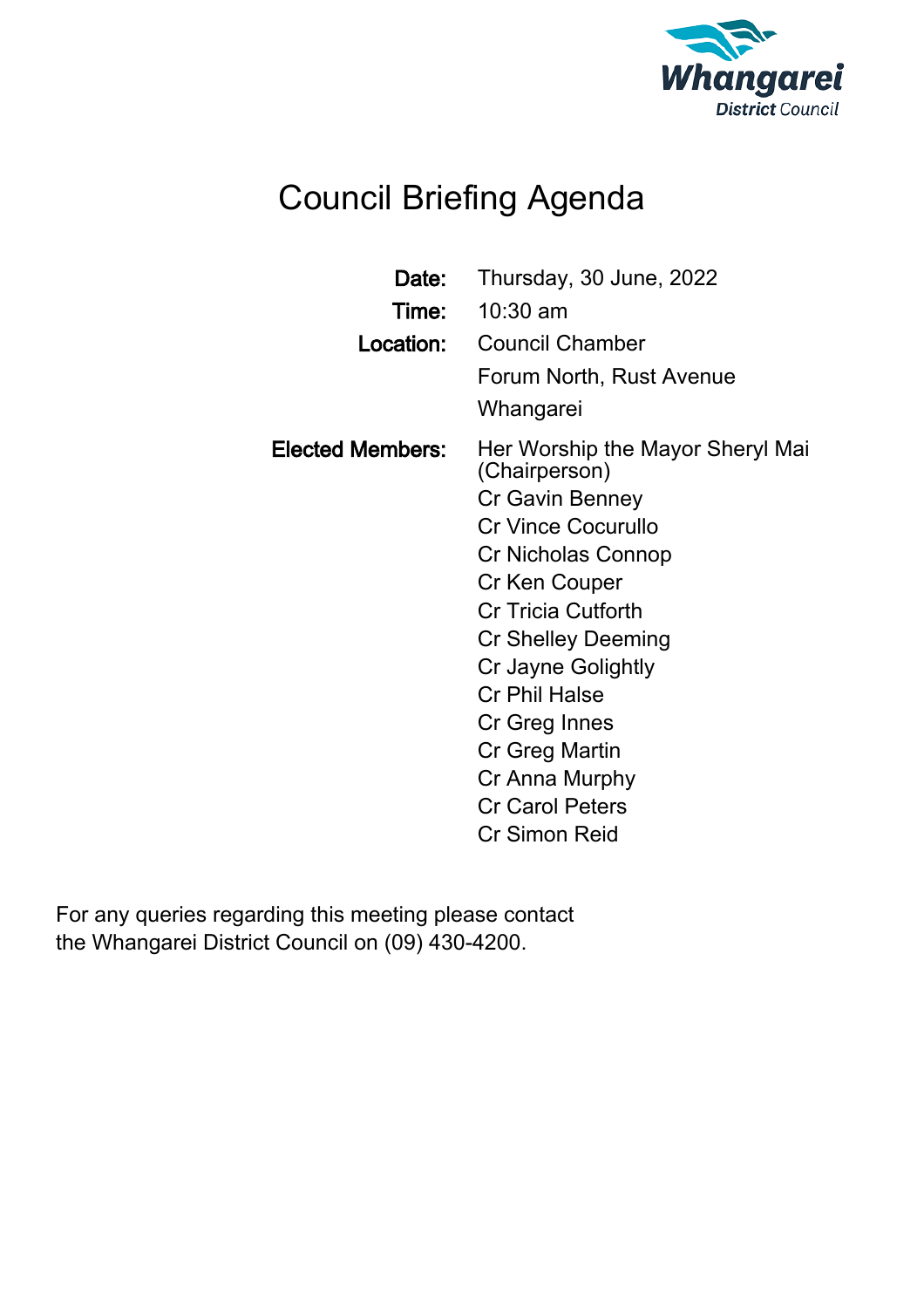Whangarei District Council

# Council Briefing Agenda

| | |
|---|---|
| **Date:** | Thursday, 30 June, 2022 |
| **Time:** | 10:30 am |
| **Location:** | Council Chamber<br>Forum North, Rust Avenue<br>Whangarei |
| **Elected Members:** | Her Worship the Mayor Sheryl Mai (Chairperson)<br>Cr Gavin Benney<br>Cr Vince Cocurullo<br>Cr Nicholas Connop<br>Cr Ken Couper<br>Cr Tricia Cutforth<br>Cr Shelley Deeming<br>Cr Jayne Golightly<br>Cr Phil Halse<br>Cr Greg Innes<br>Cr Greg Martin<br>Cr Anna Murphy<br>Cr Carol Peters<br>Cr Simon Reid |

For any queries regarding this meeting please contact the Whangarei District Council on (09) 430-4200.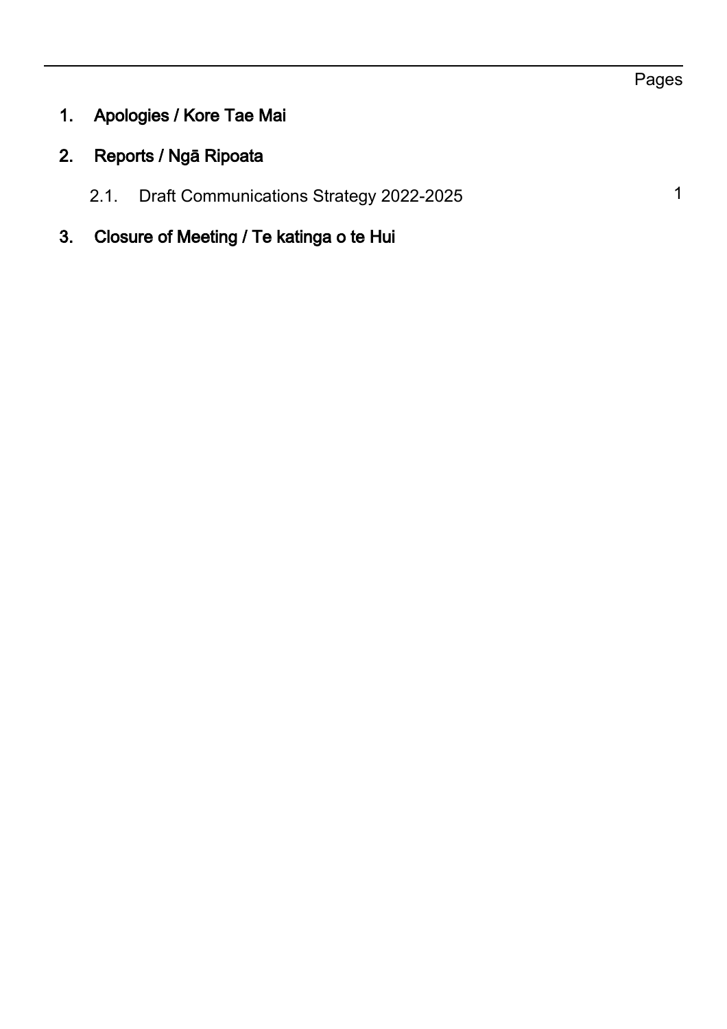| | Pages |
|---|---|
| **1. Apologies / Kore Tae Mai** | |
| **2. Reports / Ngā Ripoata** | |
| 2.1. Draft Communications Strategy 2022-2025 | 1 |
| **3. Closure of Meeting / Te katinga o te Hui** | |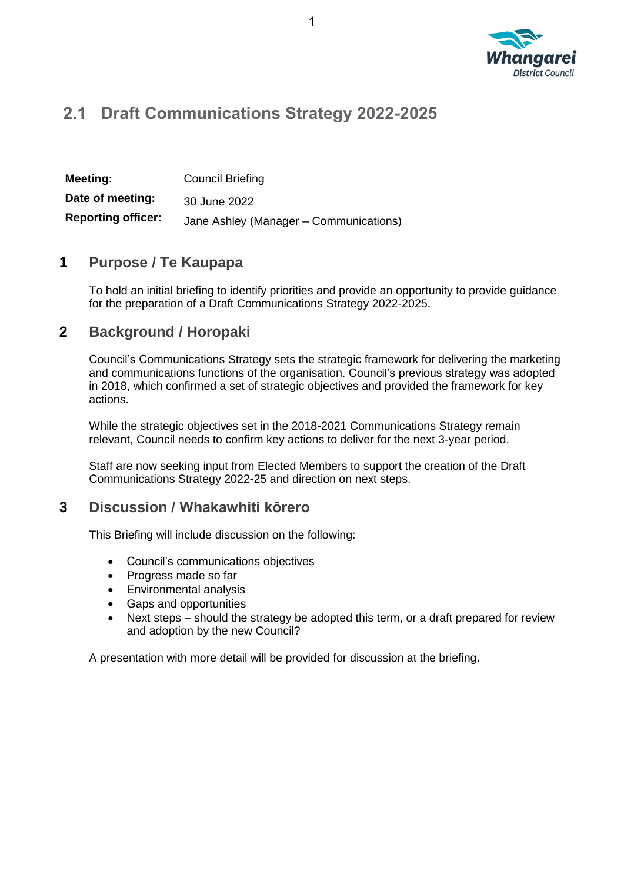# 2.1 Draft Communications Strategy 2022-2025

| | |
|---|---|
| **Meeting:** | Council Briefing |
| **Date of meeting:** | 30 June 2022 |
| **Reporting officer:** | Jane Ashley (Manager – Communications) |

## 1 Purpose / Te Kaupapa

To hold an initial briefing to identify priorities and provide an opportunity to provide guidance for the preparation of a Draft Communications Strategy 2022-2025.

## 2 Background / Horopaki

Council's Communications Strategy sets the strategic framework for delivering the marketing and communications functions of the organisation. Council's previous strategy was adopted in 2018, which confirmed a set of strategic objectives and provided the framework for key actions.

While the strategic objectives set in the 2018-2021 Communications Strategy remain relevant, Council needs to confirm key actions to deliver for the next 3-year period.

Staff are now seeking input from Elected Members to support the creation of the Draft Communications Strategy 2022-25 and direction on next steps.

## 3 Discussion / Whakawhiti kōrero

This Briefing will include discussion on the following:

- Council's communications objectives
- Progress made so far
- Environmental analysis
- Gaps and opportunities
- Next steps – should the strategy be adopted this term, or a draft prepared for review and adoption by the new Council?

A presentation with more detail will be provided for discussion at the briefing.